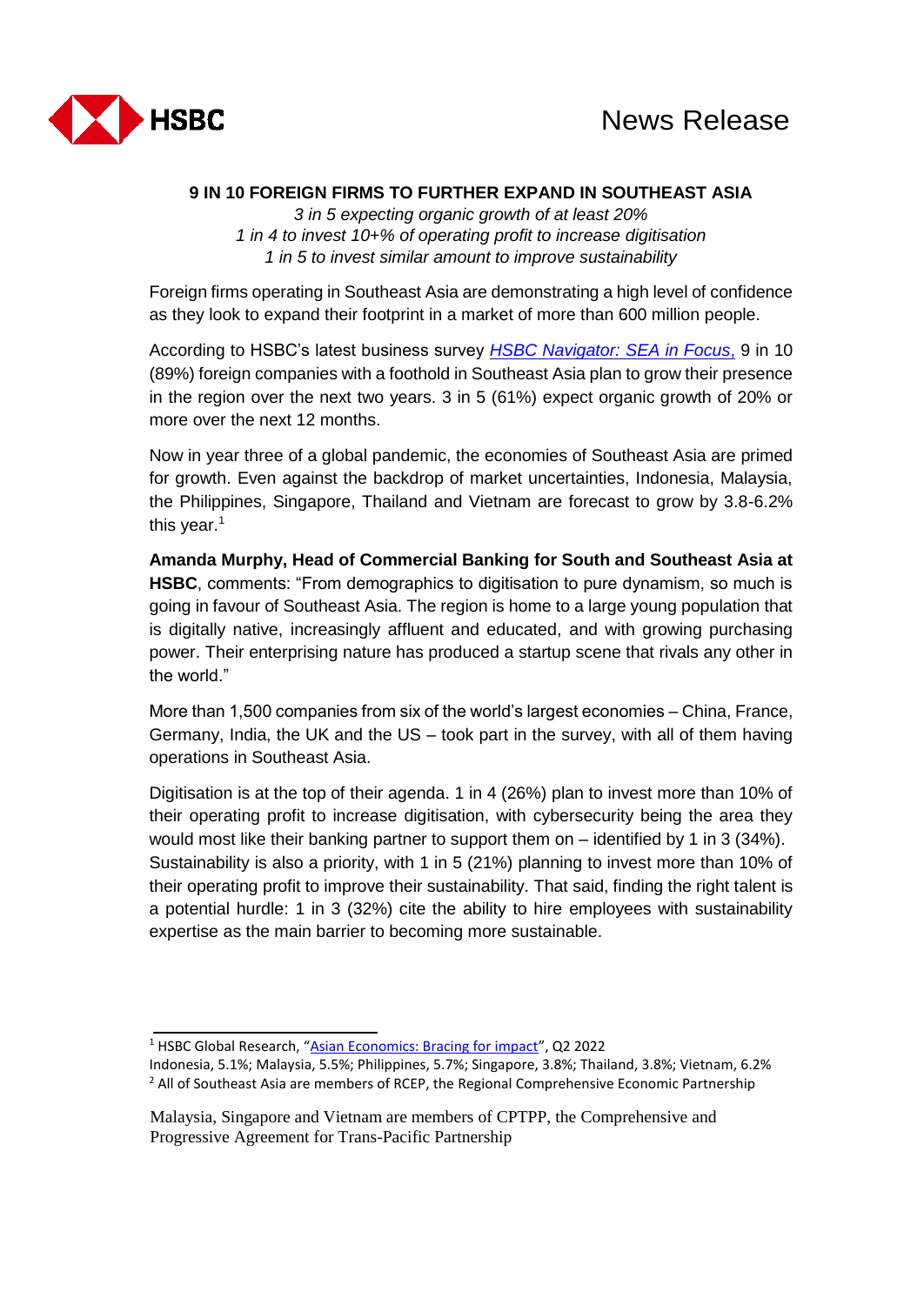News Release

# 9 IN 10 FOREIGN FIRMS TO FURTHER EXPAND IN SOUTHEAST ASIA

*3 in 5 expecting organic growth of at least 20%*
*1 in 4 to invest 10+% of operating profit to increase digitisation*
*1 in 5 to invest similar amount to improve sustainability*

Foreign firms operating in Southeast Asia are demonstrating a high level of confidence as they look to expand their footprint in a market of more than 600 million people.

According to HSBC's latest business survey [*HSBC Navigator: SEA in Focus*](), 9 in 10 (89%) foreign companies with a foothold in Southeast Asia plan to grow their presence in the region over the next two years. 3 in 5 (61%) expect organic growth of 20% or more over the next 12 months.

Now in year three of a global pandemic, the economies of Southeast Asia are primed for growth. Even against the backdrop of market uncertainties, Indonesia, Malaysia, the Philippines, Singapore, Thailand and Vietnam are forecast to grow by 3.8-6.2% this year.[1]

**Amanda Murphy, Head of Commercial Banking for South and Southeast Asia at HSBC**, comments: "From demographics to digitisation to pure dynamism, so much is going in favour of Southeast Asia. The region is home to a large young population that is digitally native, increasingly affluent and educated, and with growing purchasing power. Their enterprising nature has produced a startup scene that rivals any other in the world."

More than 1,500 companies from six of the world's largest economies – China, France, Germany, India, the UK and the US – took part in the survey, with all of them having operations in Southeast Asia.

Digitisation is at the top of their agenda. 1 in 4 (26%) plan to invest more than 10% of their operating profit to increase digitisation, with cybersecurity being the area they would most like their banking partner to support them on – identified by 1 in 3 (34%). Sustainability is also a priority, with 1 in 5 (21%) planning to invest more than 10% of their operating profit to improve their sustainability. That said, finding the right talent is a potential hurdle: 1 in 3 (32%) cite the ability to hire employees with sustainability expertise as the main barrier to becoming more sustainable.

---

[1] HSBC Global Research, "[Asian Economics: Bracing for impact]()", Q2 2022
Indonesia, 5.1%; Malaysia, 5.5%; Philippines, 5.7%; Singapore, 3.8%; Thailand, 3.8%; Vietnam, 6.2%

[2] All of Southeast Asia are members of RCEP, the Regional Comprehensive Economic Partnership

Malaysia, Singapore and Vietnam are members of CPTPP, the Comprehensive and Progressive Agreement for Trans-Pacific Partnership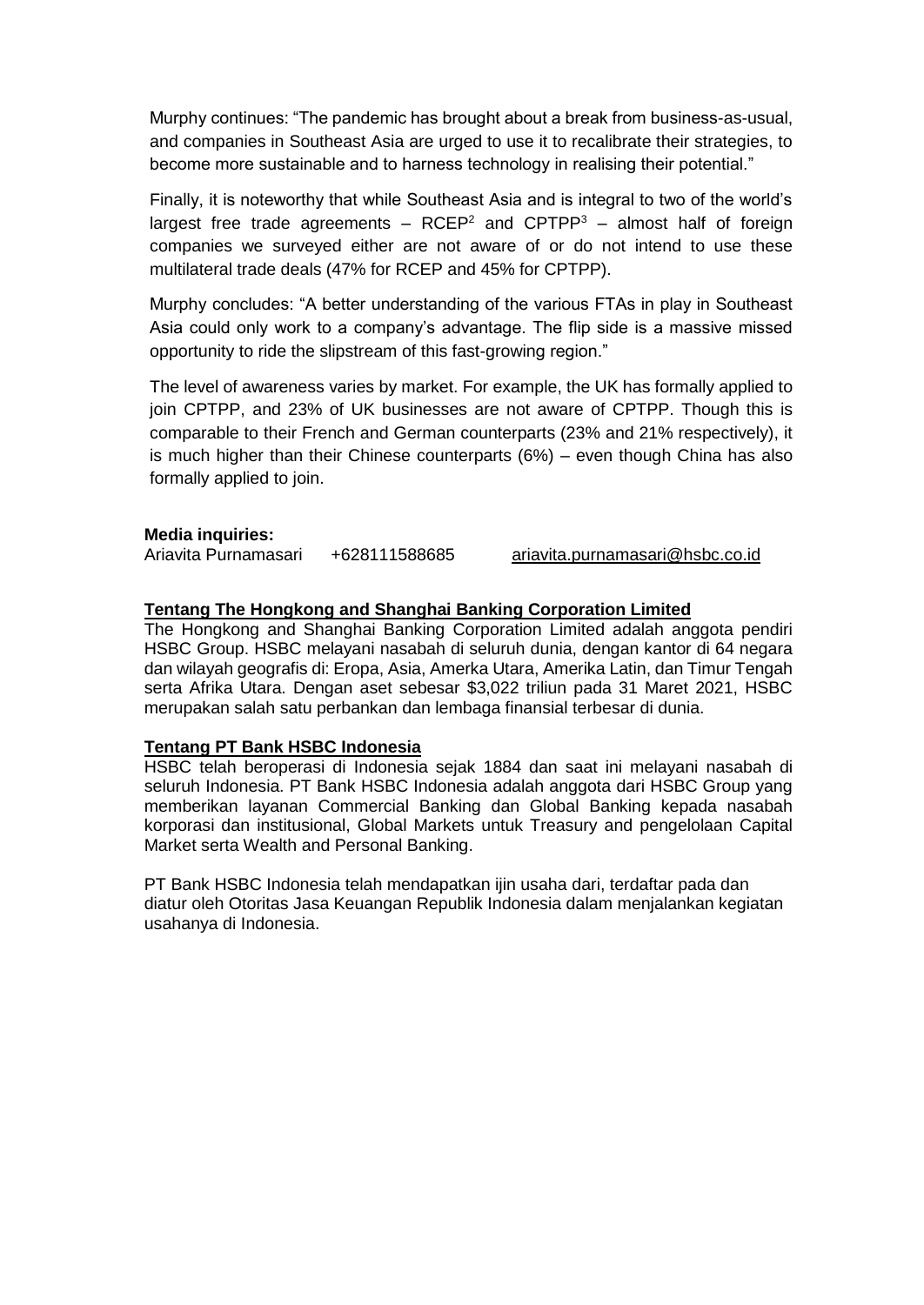Murphy continues: "The pandemic has brought about a break from business-as-usual, and companies in Southeast Asia are urged to use it to recalibrate their strategies, to become more sustainable and to harness technology in realising their potential."

Finally, it is noteworthy that while Southeast Asia and is integral to two of the world's largest free trade agreements – RCEP[2] and CPTPP[3] – almost half of foreign companies we surveyed either are not aware of or do not intend to use these multilateral trade deals (47% for RCEP and 45% for CPTPP).

Murphy concludes: "A better understanding of the various FTAs in play in Southeast Asia could only work to a company's advantage. The flip side is a massive missed opportunity to ride the slipstream of this fast-growing region."

The level of awareness varies by market. For example, the UK has formally applied to join CPTPP, and 23% of UK businesses are not aware of CPTPP. Though this is comparable to their French and German counterparts (23% and 21% respectively), it is much higher than their Chinese counterparts (6%) – even though China has also formally applied to join.

**Media inquiries:**
Ariavita Purnamasari +628111588685 ariavita.purnamasari@hsbc.co.id

**Tentang The Hongkong and Shanghai Banking Corporation Limited**

The Hongkong and Shanghai Banking Corporation Limited adalah anggota pendiri HSBC Group. HSBC melayani nasabah di seluruh dunia, dengan kantor di 64 negara dan wilayah geografis di: Eropa, Asia, Amerka Utara, Amerika Latin, dan Timur Tengah serta Afrika Utara. Dengan aset sebesar $3,022 triliun pada 31 Maret 2021, HSBC merupakan salah satu perbankan dan lembaga finansial terbesar di dunia.

**Tentang PT Bank HSBC Indonesia**

HSBC telah beroperasi di Indonesia sejak 1884 dan saat ini melayani nasabah di seluruh Indonesia. PT Bank HSBC Indonesia adalah anggota dari HSBC Group yang memberikan layanan Commercial Banking dan Global Banking kepada nasabah korporasi dan institusional, Global Markets untuk Treasury and pengelolaan Capital Market serta Wealth and Personal Banking.

PT Bank HSBC Indonesia telah mendapatkan ijin usaha dari, terdaftar pada dan diatur oleh Otoritas Jasa Keuangan Republik Indonesia dalam menjalankan kegiatan usahanya di Indonesia.